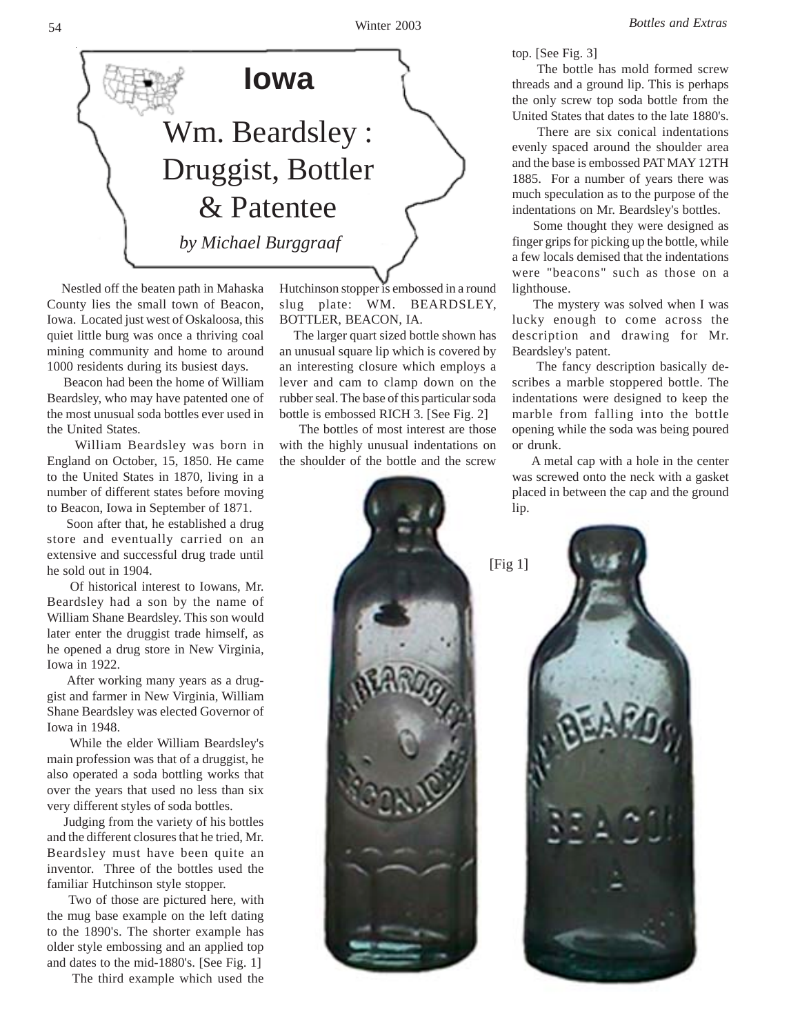# Iowa

## Wm. Beardsley : Druggist, Bottler & Patentee

*by Michael Burggraaf*

Nestled off the beaten path in Mahaska County lies the small town of Beacon, Iowa. Located just west of Oskaloosa, this quiet little burg was once a thriving coal mining community and home to around 1000 residents during its busiest days.

Beacon had been the home of William Beardsley, who may have patented one of the most unusual soda bottles ever used in the United States.

William Beardsley was born in England on October, 15, 1850. He came to the United States in 1870, living in a number of different states before moving to Beacon, Iowa in September of 1871.

Soon after that, he established a drug store and eventually carried on an extensive and successful drug trade until he sold out in 1904.

Of historical interest to Iowans, Mr. Beardsley had a son by the name of William Shane Beardsley. This son would later enter the druggist trade himself, as he opened a drug store in New Virginia, Iowa in 1922.

After working many years as a druggist and farmer in New Virginia, William Shane Beardsley was elected Governor of Iowa in 1948.

While the elder William Beardsley's main profession was that of a druggist, he also operated a soda bottling works that over the years that used no less than six very different styles of soda bottles.

Judging from the variety of his bottles and the different closures that he tried, Mr. Beardsley must have been quite an inventor. Three of the bottles used the familiar Hutchinson style stopper.

Two of those are pictured here, with the mug base example on the left dating to the 1890's. The shorter example has older style embossing and an applied top and dates to the mid-1880's. [See Fig. 1]

The third example which used the Hutchinson stopper is embossed in a round slug plate: WM. BEARDSLEY, BOTTLER, BEACON, IA.

The larger quart sized bottle shown has an unusual square lip which is covered by an interesting closure which employs a lever and cam to clamp down on the rubber seal. The base of this particular soda bottle is embossed RICH 3. [See Fig. 2]

The bottles of most interest are those with the highly unusual indentations on the shoulder of the bottle and the screw top. [See Fig. 3]

The bottle has mold formed screw threads and a ground lip. This is perhaps the only screw top soda bottle from the United States that dates to the late 1880's.

There are six conical indentations evenly spaced around the shoulder area and the base is embossed PAT MAY 12TH 1885. For a number of years there was much speculation as to the purpose of the indentations on Mr. Beardsley's bottles.

Some thought they were designed as finger grips for picking up the bottle, while a few locals demised that the indentations were "beacons" such as those on a lighthouse.

The mystery was solved when I was lucky enough to come across the description and drawing for Mr. Beardsley's patent.

The fancy description basically describes a marble stoppered bottle. The indentations were designed to keep the marble from falling into the bottle opening while the soda was being poured or drunk.

A metal cap with a hole in the center was screwed onto the neck with a gasket placed in between the cap and the ground lip.

[Fig 1]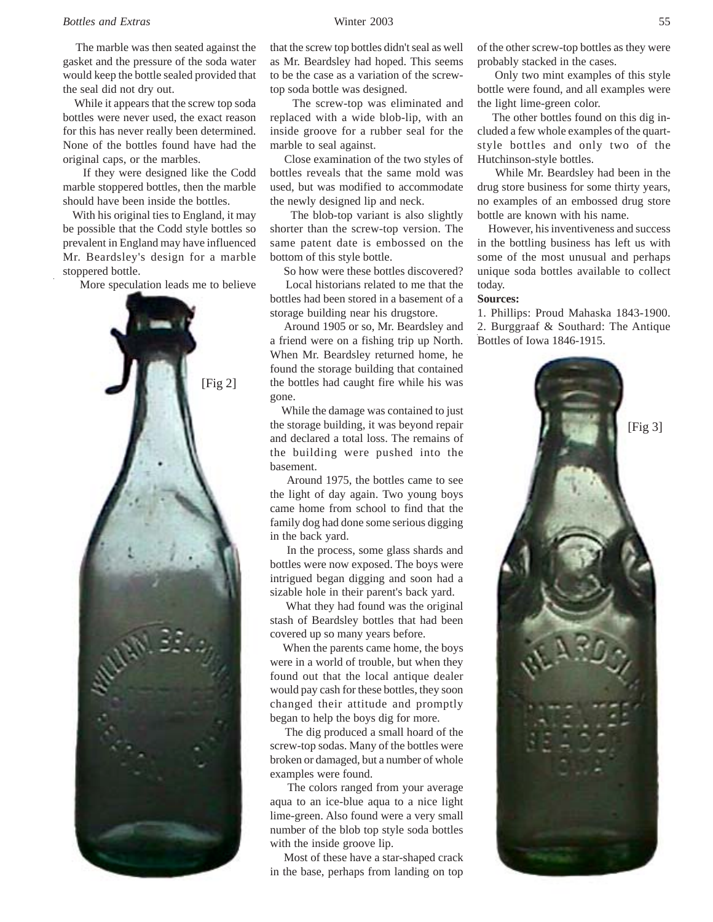The marble was then seated against the gasket and the pressure of the soda water would keep the bottle sealed provided that the seal did not dry out.

While it appears that the screw top soda bottles were never used, the exact reason for this has never really been determined. None of the bottles found have had the original caps, or the marbles.

If they were designed like the Codd marble stoppered bottles, then the marble should have been inside the bottles.

With his original ties to England, it may be possible that the Codd style bottles so prevalent in England may have influenced Mr. Beardsley's design for a marble stoppered bottle.

More speculation leads me to believe that the screw top bottles didn't seal as well as Mr. Beardsley had hoped. This seems to be the case as a variation of the screw-top soda bottle was designed.

[Fig 2]

The screw-top was eliminated and replaced with a wide blob-lip, with an inside groove for a rubber seal for the marble to seal against.

Close examination of the two styles of bottles reveals that the same mold was used, but was modified to accommodate the newly designed lip and neck.

The blob-top variant is also slightly shorter than the screw-top version. The same patent date is embossed on the bottom of this style bottle.

So how were these bottles discovered? Local historians related to me that the bottles had been stored in a basement of a storage building near his drugstore.

Around 1905 or so, Mr. Beardsley and a friend were on a fishing trip up North. When Mr. Beardsley returned home, he found the storage building that contained the bottles had caught fire while his was gone.

While the damage was contained to just the storage building, it was beyond repair and declared a total loss. The remains of the building were pushed into the basement.

Around 1975, the bottles came to see the light of day again. Two young boys came home from school to find that the family dog had done some serious digging in the back yard.

In the process, some glass shards and bottles were now exposed. The boys were intrigued began digging and soon had a sizable hole in their parent's back yard.

What they had found was the original stash of Beardsley bottles that had been covered up so many years before.

When the parents came home, the boys were in a world of trouble, but when they found out that the local antique dealer would pay cash for these bottles, they soon changed their attitude and promptly began to help the boys dig for more.

The dig produced a small hoard of the screw-top sodas. Many of the bottles were broken or damaged, but a number of whole examples were found.

The colors ranged from your average aqua to an ice-blue aqua to a nice light lime-green. Also found were a very small number of the blob top style soda bottles with the inside groove lip.

Most of these have a star-shaped crack in the base, perhaps from landing on top of the other screw-top bottles as they were probably stacked in the cases.

Only two mint examples of this style bottle were found, and all examples were the light lime-green color.

The other bottles found on this dig included a few whole examples of the quart-style bottles and only two of the Hutchinson-style bottles.

While Mr. Beardsley had been in the drug store business for some thirty years, no examples of an embossed drug store bottle are known with his name.

However, his inventiveness and success in the bottling business has left us with some of the most unusual and perhaps unique soda bottles available to collect today.

**Sources:**

1. Phillips: Proud Mahaska 1843-1900.
2. Burggraaf & Southard: The Antique Bottles of Iowa 1846-1915.

[Fig 3]